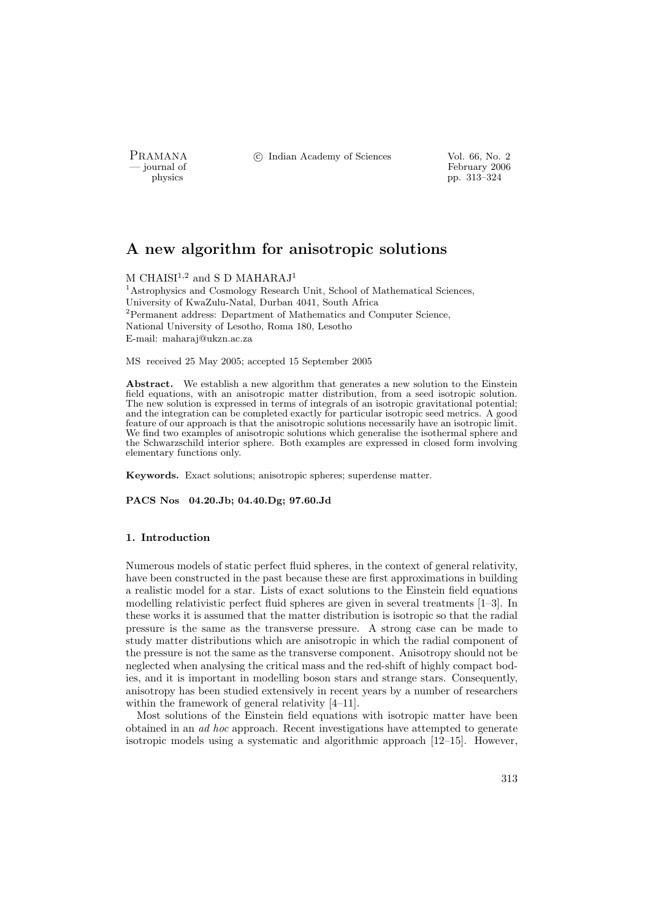# A new algorithm for anisotropic solutions

M CHAISI[1,2] and S D MAHARAJ[1]

[1]Astrophysics and Cosmology Research Unit, School of Mathematical Sciences, University of KwaZulu-Natal, Durban 4041, South Africa
[2]Permanent address: Department of Mathematics and Computer Science, National University of Lesotho, Roma 180, Lesotho
E-mail: maharaj@ukzn.ac.za

MS received 25 May 2005; accepted 15 September 2005

**Abstract.** We establish a new algorithm that generates a new solution to the Einstein field equations, with an anisotropic matter distribution, from a seed isotropic solution. The new solution is expressed in terms of integrals of an isotropic gravitational potential; and the integration can be completed exactly for particular isotropic seed metrics. A good feature of our approach is that the anisotropic solutions necessarily have an isotropic limit. We find two examples of anisotropic solutions which generalise the isothermal sphere and the Schwarzschild interior sphere. Both examples are expressed in closed form involving elementary functions only.

**Keywords.** Exact solutions; anisotropic spheres; superdense matter.

**PACS Nos 04.20.Jb; 04.40.Dg; 97.60.Jd**

## 1. Introduction

Numerous models of static perfect fluid spheres, in the context of general relativity, have been constructed in the past because these are first approximations in building a realistic model for a star. Lists of exact solutions to the Einstein field equations modelling relativistic perfect fluid spheres are given in several treatments [1–3]. In these works it is assumed that the matter distribution is isotropic so that the radial pressure is the same as the transverse pressure. A strong case can be made to study matter distributions which are anisotropic in which the radial component of the pressure is not the same as the transverse component. Anisotropy should not be neglected when analysing the critical mass and the red-shift of highly compact bodies, and it is important in modelling boson stars and strange stars. Consequently, anisotropy has been studied extensively in recent years by a number of researchers within the framework of general relativity [4–11].

Most solutions of the Einstein field equations with isotropic matter have been obtained in an *ad hoc* approach. Recent investigations have attempted to generate isotropic models using a systematic and algorithmic approach [12–15]. However,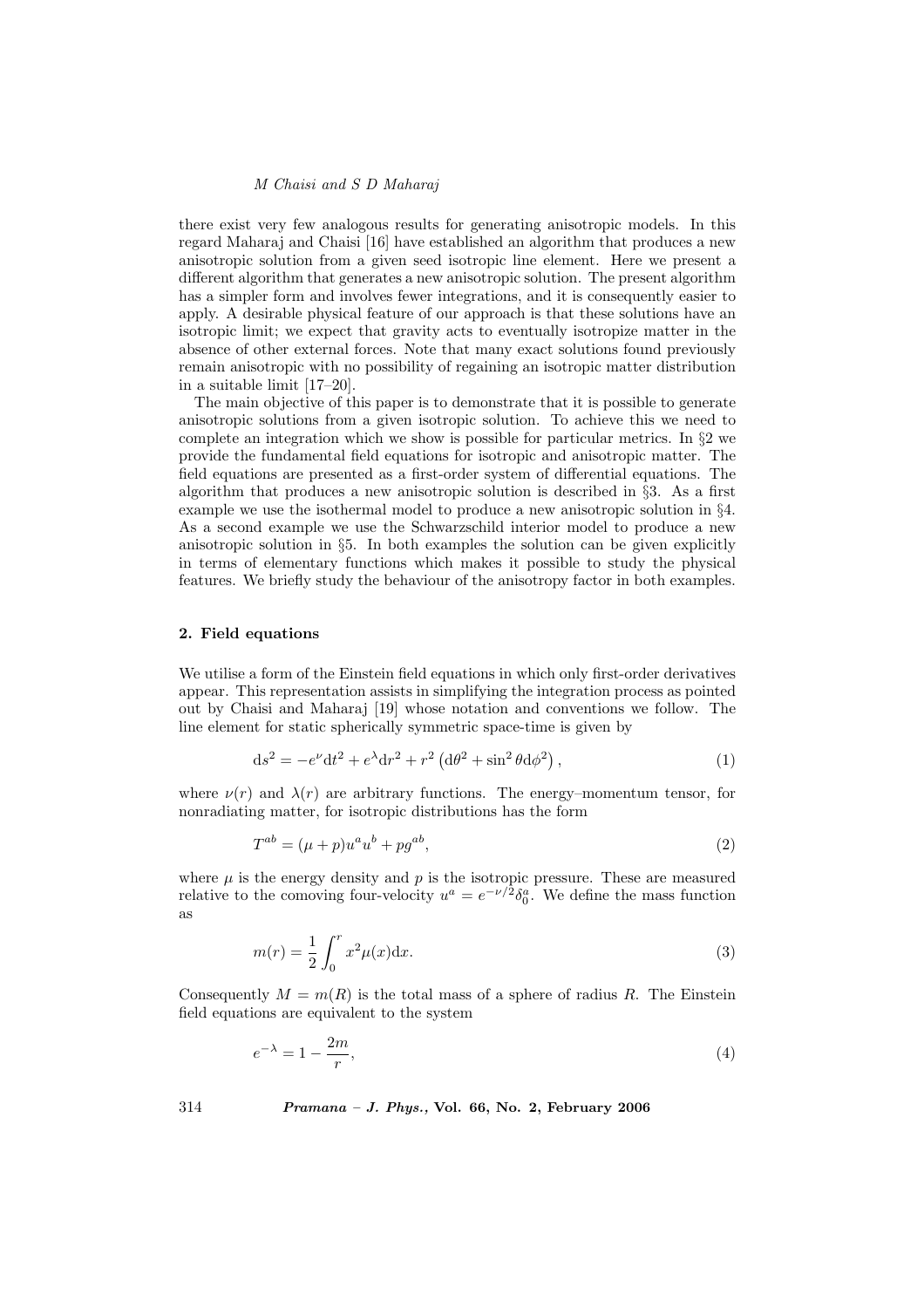there exist very few analogous results for generating anisotropic models. In this regard Maharaj and Chaisi [16] have established an algorithm that produces a new anisotropic solution from a given seed isotropic line element. Here we present a different algorithm that generates a new anisotropic solution. The present algorithm has a simpler form and involves fewer integrations, and it is consequently easier to apply. A desirable physical feature of our approach is that these solutions have an isotropic limit; we expect that gravity acts to eventually isotropize matter in the absence of other external forces. Note that many exact solutions found previously remain anisotropic with no possibility of regaining an isotropic matter distribution in a suitable limit [17–20].

The main objective of this paper is to demonstrate that it is possible to generate anisotropic solutions from a given isotropic solution. To achieve this we need to complete an integration which we show is possible for particular metrics. In §2 we provide the fundamental field equations for isotropic and anisotropic matter. The field equations are presented as a first-order system of differential equations. The algorithm that produces a new anisotropic solution is described in §3. As a first example we use the isothermal model to produce a new anisotropic solution in §4. As a second example we use the Schwarzschild interior model to produce a new anisotropic solution in §5. In both examples the solution can be given explicitly in terms of elementary functions which makes it possible to study the physical features. We briefly study the behaviour of the anisotropy factor in both examples.

## 2. Field equations

We utilise a form of the Einstein field equations in which only first-order derivatives appear. This representation assists in simplifying the integration process as pointed out by Chaisi and Maharaj [19] whose notation and conventions we follow. The line element for static spherically symmetric space-time is given by

$$\mathrm{d}s^2 = -e^{\nu}\mathrm{d}t^2 + e^{\lambda}\mathrm{d}r^2 + r^2\left(\mathrm{d}\theta^2 + \sin^2\theta\mathrm{d}\phi^2\right), \tag{1}$$

where $\nu(r)$ and $\lambda(r)$ are arbitrary functions. The energy–momentum tensor, for nonradiating matter, for isotropic distributions has the form

$$T^{ab} = (\mu + p)u^a u^b + pg^{ab}, \tag{2}$$

where $\mu$ is the energy density and $p$ is the isotropic pressure. These are measured relative to the comoving four-velocity $u^a = e^{-\nu/2}\delta^a_0$. We define the mass function as

$$m(r) = \frac{1}{2}\int_0^r x^2\mu(x)\mathrm{d}x. \tag{3}$$

Consequently $M = m(R)$ is the total mass of a sphere of radius $R$. The Einstein field equations are equivalent to the system

$$e^{-\lambda} = 1 - \frac{2m}{r}, \tag{4}$$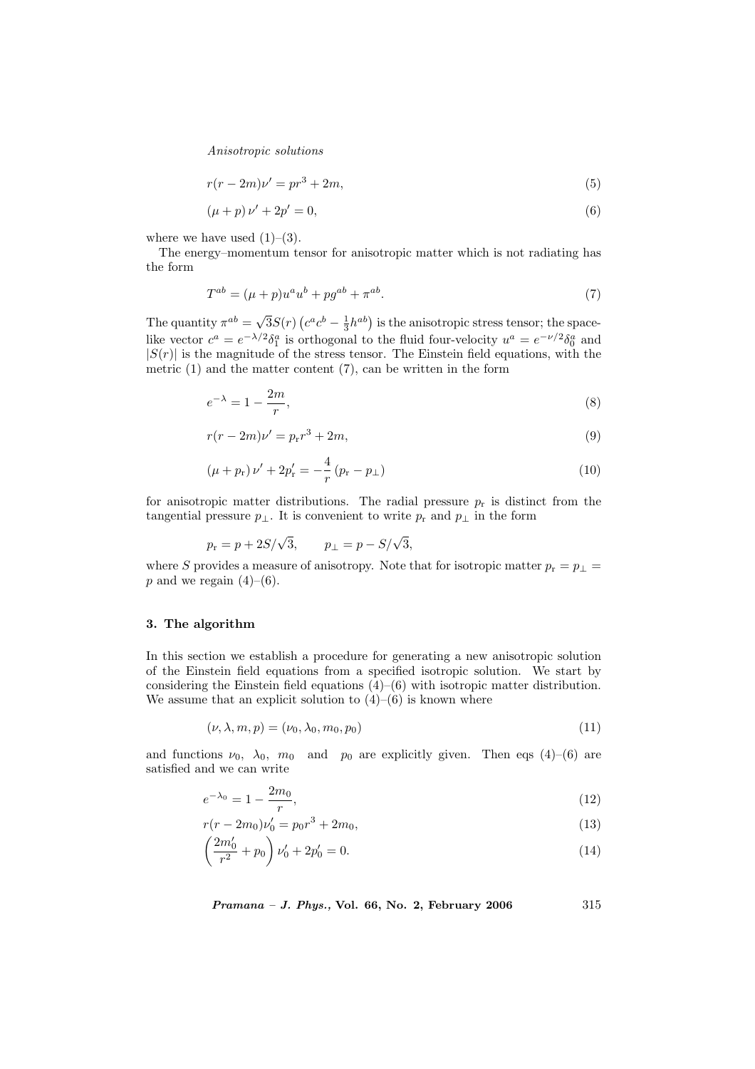$$r(r-2m)\nu' = pr^3 + 2m, \tag{5}$$

$$(\mu + p)\,\nu' + 2p' = 0, \tag{6}$$

where we have used (1)–(3).

The energy–momentum tensor for anisotropic matter which is not radiating has the form

$$T^{ab} = (\mu + p)u^a u^b + pg^{ab} + \pi^{ab}. \tag{7}$$

The quantity $\pi^{ab} = \sqrt{3}S(r)\left(c^a c^b - \frac{1}{3}h^{ab}\right)$ is the anisotropic stress tensor; the space-like vector $c^a = e^{-\lambda/2}\delta_1^a$ is orthogonal to the fluid four-velocity $u^a = e^{-\nu/2}\delta_0^a$ and $|S(r)|$ is the magnitude of the stress tensor. The Einstein field equations, with the metric (1) and the matter content (7), can be written in the form

$$e^{-\lambda} = 1 - \frac{2m}{r}, \tag{8}$$

$$r(r-2m)\nu' = p_{\mathrm{r}} r^3 + 2m, \tag{9}$$

$$(\mu + p_{\mathrm{r}})\,\nu' + 2p_{\mathrm{r}}' = -\frac{4}{r}\left(p_{\mathrm{r}} - p_{\perp}\right) \tag{10}$$

for anisotropic matter distributions. The radial pressure $p_{\mathrm{r}}$ is distinct from the tangential pressure $p_{\perp}$. It is convenient to write $p_{\mathrm{r}}$ and $p_{\perp}$ in the form

$$p_{\mathrm{r}} = p + 2S/\sqrt{3}, \qquad p_{\perp} = p - S/\sqrt{3},$$

where $S$ provides a measure of anisotropy. Note that for isotropic matter $p_{\mathrm{r}} = p_{\perp} = p$ and we regain (4)–(6).

## 3. The algorithm

In this section we establish a procedure for generating a new anisotropic solution of the Einstein field equations from a specified isotropic solution. We start by considering the Einstein field equations (4)–(6) with isotropic matter distribution. We assume that an explicit solution to (4)–(6) is known where

$$(\nu, \lambda, m, p) = (\nu_0, \lambda_0, m_0, p_0) \tag{11}$$

and functions $\nu_0$, $\lambda_0$, $m_0$ and $p_0$ are explicitly given. Then eqs (4)–(6) are satisfied and we can write

$$e^{-\lambda_0} = 1 - \frac{2m_0}{r}, \tag{12}$$

$$r(r-2m_0)\nu_0' = p_0 r^3 + 2m_0, \tag{13}$$

$$\left(\frac{2m_0'}{r^2} + p_0\right)\nu_0' + 2p_0' = 0. \tag{14}$$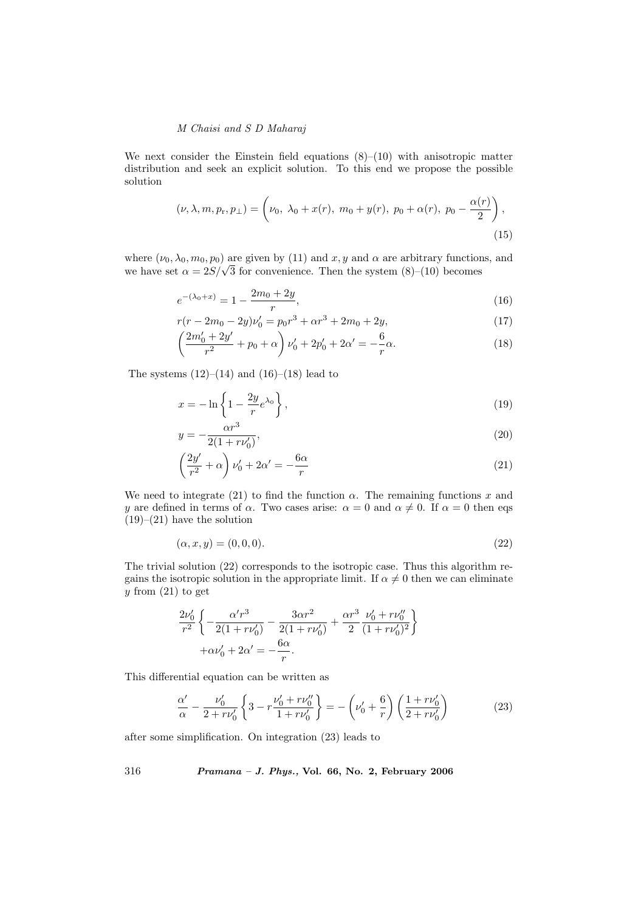We next consider the Einstein field equations (8)–(10) with anisotropic matter distribution and seek an explicit solution. To this end we propose the possible solution

$$(\nu, \lambda, m, p_{\rm r}, p_\perp) = \left(\nu_0,\ \lambda_0 + x(r),\ m_0 + y(r),\ p_0 + \alpha(r),\ p_0 - \frac{\alpha(r)}{2}\right), \tag{15}$$

where $(\nu_0, \lambda_0, m_0, p_0)$ are given by (11) and $x, y$ and $\alpha$ are arbitrary functions, and we have set $\alpha = 2S/\sqrt{3}$ for convenience. Then the system (8)–(10) becomes

$$e^{-(\lambda_0 + x)} = 1 - \frac{2m_0 + 2y}{r}, \tag{16}$$

$$r(r - 2m_0 - 2y)\nu_0' = p_0 r^3 + \alpha r^3 + 2m_0 + 2y, \tag{17}$$

$$\left(\frac{2m_0' + 2y'}{r^2} + p_0 + \alpha\right)\nu_0' + 2p_0' + 2\alpha' = -\frac{6}{r}\alpha. \tag{18}$$

The systems (12)–(14) and (16)–(18) lead to

$$x = -\ln\left\{1 - \frac{2y}{r}e^{\lambda_0}\right\}, \tag{19}$$

$$y = -\frac{\alpha r^3}{2(1 + r\nu_0')}, \tag{20}$$

$$\left(\frac{2y'}{r^2} + \alpha\right)\nu_0' + 2\alpha' = -\frac{6\alpha}{r} \tag{21}$$

We need to integrate (21) to find the function $\alpha$. The remaining functions $x$ and $y$ are defined in terms of $\alpha$. Two cases arise: $\alpha = 0$ and $\alpha \neq 0$. If $\alpha = 0$ then eqs (19)–(21) have the solution

$$(\alpha, x, y) = (0, 0, 0). \tag{22}$$

The trivial solution (22) corresponds to the isotropic case. Thus this algorithm regains the isotropic solution in the appropriate limit. If $\alpha \neq 0$ then we can eliminate $y$ from (21) to get

$$\frac{2\nu_0'}{r^2}\left\{-\frac{\alpha' r^3}{2(1 + r\nu_0')} - \frac{3\alpha r^2}{2(1 + r\nu_0')} + \frac{\alpha r^3}{2}\frac{\nu_0' + r\nu_0''}{(1 + r\nu_0')^2}\right\}$$
$$+\alpha\nu_0' + 2\alpha' = -\frac{6\alpha}{r}.$$

This differential equation can be written as

$$\frac{\alpha'}{\alpha} - \frac{\nu_0'}{2 + r\nu_0'}\left\{3 - r\frac{\nu_0' + r\nu_0''}{1 + r\nu_0'}\right\} = -\left(\nu_0' + \frac{6}{r}\right)\left(\frac{1 + r\nu_0'}{2 + r\nu_0'}\right) \tag{23}$$

after some simplification. On integration (23) leads to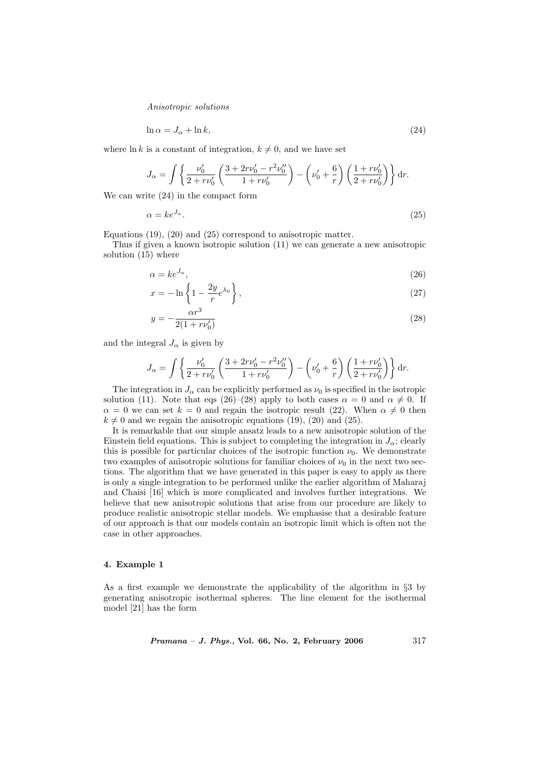$$\ln \alpha = J_\alpha + \ln k, \tag{24}$$

where $\ln k$ is a constant of integration, $k \neq 0$, and we have set

$$J_\alpha = \int \left\{ \frac{\nu_0'}{2 + r\nu_0'} \left( \frac{3 + 2r\nu_0' - r^2\nu_0''}{1 + r\nu_0'} \right) - \left( \nu_0' + \frac{6}{r} \right) \left( \frac{1 + r\nu_0'}{2 + r\nu_0'} \right) \right\} \mathrm{d}r.$$

We can write (24) in the compact form

$$\alpha = k e^{J_\alpha}. \tag{25}$$

Equations (19), (20) and (25) correspond to anisotropic matter.

Thus if given a known isotropic solution (11) we can generate a new anisotropic solution (15) where

$$\alpha = k e^{J_\alpha}, \tag{26}$$

$$x = -\ln \left\{ 1 - \frac{2y}{r} e^{\lambda_0} \right\}, \tag{27}$$

$$y = -\frac{\alpha r^3}{2(1 + r\nu_0')} \tag{28}$$

and the integral $J_\alpha$ is given by

$$J_\alpha = \int \left\{ \frac{\nu_0'}{2 + r\nu_0'} \left( \frac{3 + 2r\nu_0' - r^2\nu_0''}{1 + r\nu_0'} \right) - \left( \nu_0' + \frac{6}{r} \right) \left( \frac{1 + r\nu_0'}{2 + r\nu_0'} \right) \right\} \mathrm{d}r.$$

The integration in $J_\alpha$ can be explicitly performed as $\nu_0$ is specified in the isotropic solution (11). Note that eqs (26)–(28) apply to both cases $\alpha = 0$ and $\alpha \neq 0$. If $\alpha = 0$ we can set $k = 0$ and regain the isotropic result (22). When $\alpha \neq 0$ then $k \neq 0$ and we regain the anisotropic equations (19), (20) and (25).

It is remarkable that our simple ansatz leads to a new anisotropic solution of the Einstein field equations. This is subject to completing the integration in $J_\alpha$; clearly this is possible for particular choices of the isotropic function $\nu_0$. We demonstrate two examples of anisotropic solutions for familiar choices of $\nu_0$ in the next two sections. The algorithm that we have generated in this paper is easy to apply as there is only a single integration to be performed unlike the earlier algorithm of Maharaj and Chaisi [16] which is more complicated and involves further integrations. We believe that new anisotropic solutions that arise from our procedure are likely to produce realistic anisotropic stellar models. We emphasise that a desirable feature of our approach is that our models contain an isotropic limit which is often not the case in other approaches.

## 4. Example 1

As a first example we demonstrate the applicability of the algorithm in §3 by generating anisotropic isothermal spheres. The line element for the isothermal model [21] has the form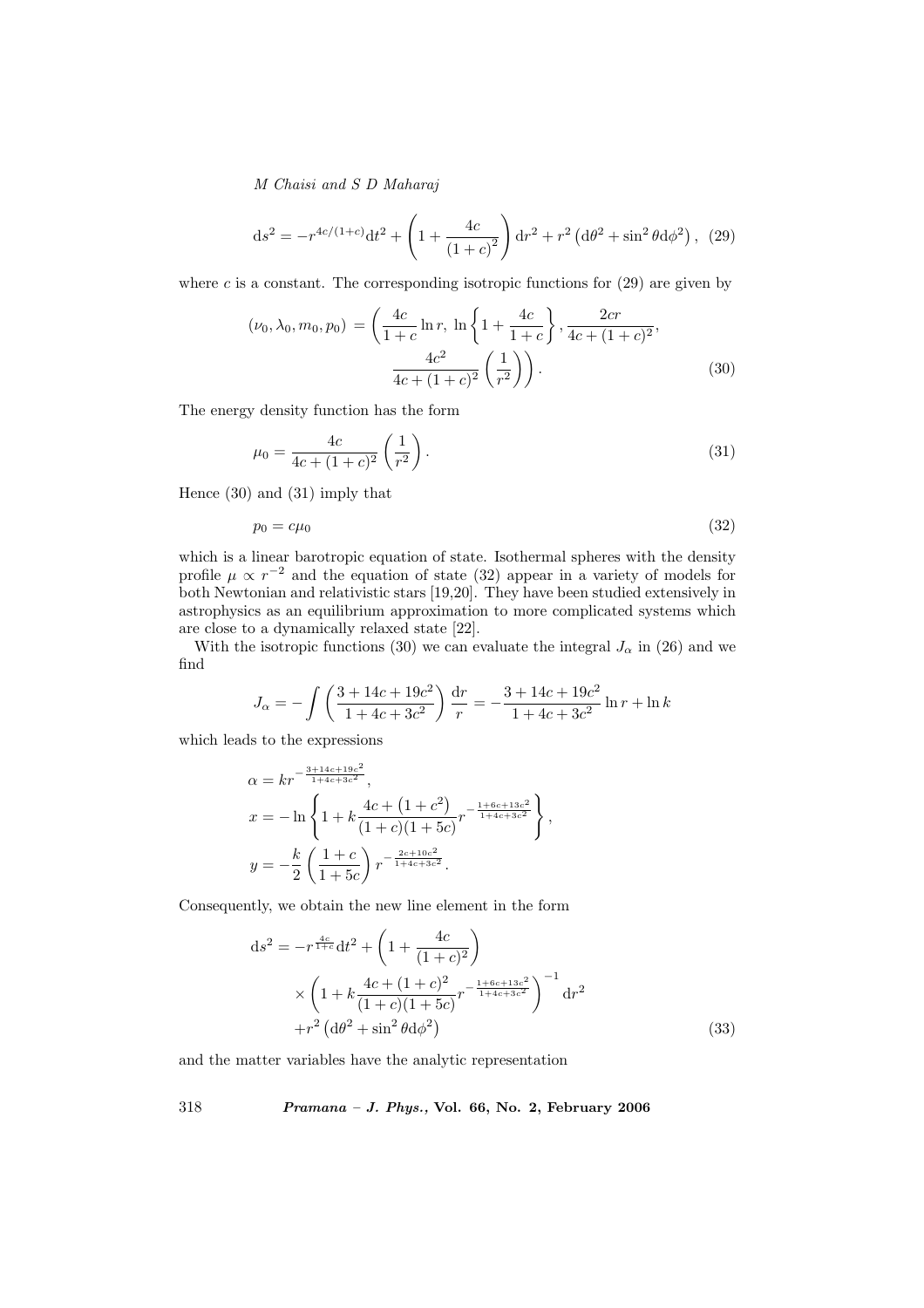$$\mathrm{d}s^2 = -r^{4c/(1+c)}\mathrm{d}t^2 + \left(1 + \frac{4c}{(1+c)^2}\right)\mathrm{d}r^2 + r^2\left(\mathrm{d}\theta^2 + \sin^2\theta \mathrm{d}\phi^2\right), \quad (29)$$

where $c$ is a constant. The corresponding isotropic functions for (29) are given by

$$(\nu_0, \lambda_0, m_0, p_0) = \left(\frac{4c}{1+c}\ln r,\ \ln\left\{1 + \frac{4c}{1+c}\right\}, \frac{2cr}{4c+(1+c)^2}, \frac{4c^2}{4c+(1+c)^2}\left(\frac{1}{r^2}\right)\right). \quad (30)$$

The energy density function has the form

$$\mu_0 = \frac{4c}{4c+(1+c)^2}\left(\frac{1}{r^2}\right). \quad (31)$$

Hence (30) and (31) imply that

$$p_0 = c\mu_0 \quad (32)$$

which is a linear barotropic equation of state. Isothermal spheres with the density profile $\mu \propto r^{-2}$ and the equation of state (32) appear in a variety of models for both Newtonian and relativistic stars [19,20]. They have been studied extensively in astrophysics as an equilibrium approximation to more complicated systems which are close to a dynamically relaxed state [22].

With the isotropic functions (30) we can evaluate the integral $J_\alpha$ in (26) and we find

$$J_\alpha = -\int\left(\frac{3+14c+19c^2}{1+4c+3c^2}\right)\frac{\mathrm{d}r}{r} = -\frac{3+14c+19c^2}{1+4c+3c^2}\ln r + \ln k$$

which leads to the expressions

$$\alpha = kr^{-\frac{3+14c+19c^2}{1+4c+3c^2}},$$
$$x = -\ln\left\{1 + k\frac{4c+\left(1+c^2\right)}{(1+c)(1+5c)}r^{-\frac{1+6c+13c^2}{1+4c+3c^2}}\right\},$$
$$y = -\frac{k}{2}\left(\frac{1+c}{1+5c}\right)r^{-\frac{2c+10c^2}{1+4c+3c^2}}.$$

Consequently, we obtain the new line element in the form

$$\mathrm{d}s^2 = -r^{\frac{4c}{1+c}}\mathrm{d}t^2 + \left(1 + \frac{4c}{(1+c)^2}\right) \times \left(1 + k\frac{4c+(1+c)^2}{(1+c)(1+5c)}r^{-\frac{1+6c+13c^2}{1+4c+3c^2}}\right)^{-1}\mathrm{d}r^2 + r^2\left(\mathrm{d}\theta^2 + \sin^2\theta\mathrm{d}\phi^2\right) \quad (33)$$

and the matter variables have the analytic representation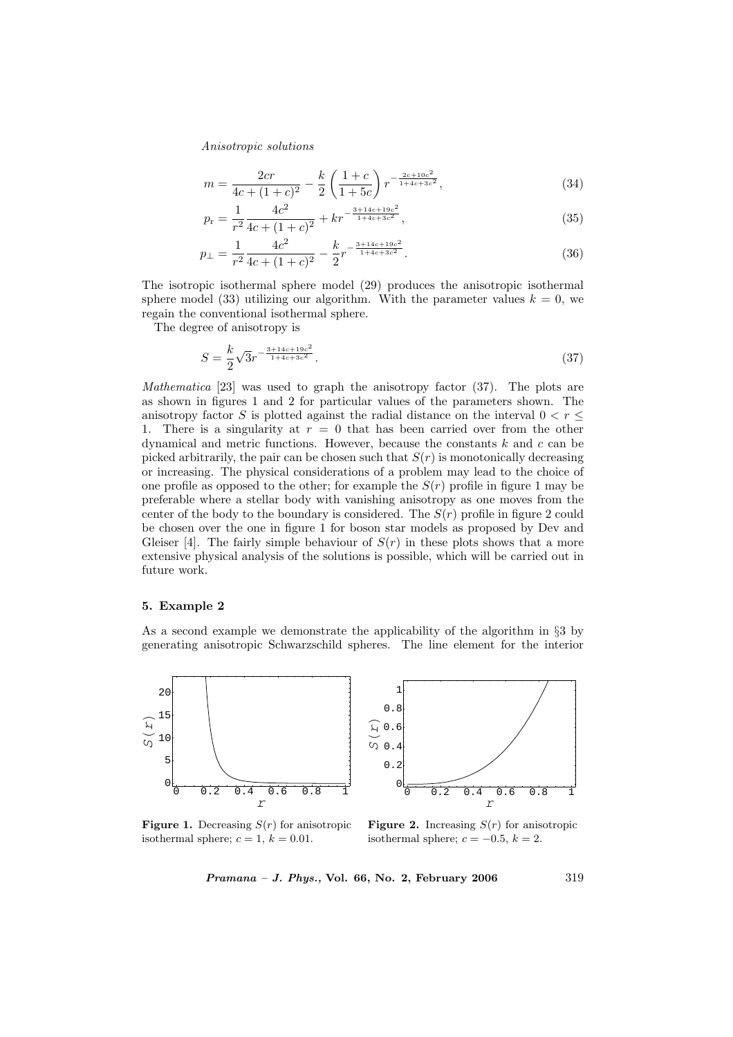$$m = \frac{2cr}{4c + (1+c)^2} - \frac{k}{2}\left(\frac{1+c}{1+5c}\right) r^{-\frac{2c+10c^2}{1+4c+3c^2}}, \tag{34}$$

$$p_r = \frac{1}{r^2}\frac{4c^2}{4c + (1+c)^2} + kr^{-\frac{3+14c+19c^2}{1+4c+3c^2}}, \tag{35}$$

$$p_\perp = \frac{1}{r^2}\frac{4c^2}{4c + (1+c)^2} - \frac{k}{2}r^{-\frac{3+14c+19c^2}{1+4c+3c^2}}. \tag{36}$$

The isotropic isothermal sphere model (29) produces the anisotropic isothermal sphere model (33) utilizing our algorithm. With the parameter values $k = 0$, we regain the conventional isothermal sphere.

The degree of anisotropy is

$$S = \frac{k}{2}\sqrt{3}r^{-\frac{3+14c+19c^2}{1+4c+3c^2}}. \tag{37}$$

*Mathematica* [23] was used to graph the anisotropy factor (37). The plots are as shown in figures 1 and 2 for particular values of the parameters shown. The anisotropy factor $S$ is plotted against the radial distance on the interval $0 < r \leq 1$. There is a singularity at $r = 0$ that has been carried over from the other dynamical and metric functions. However, because the constants $k$ and $c$ can be picked arbitrarily, the pair can be chosen such that $S(r)$ is monotonically decreasing or increasing. The physical considerations of a problem may lead to the choice of one profile as opposed to the other; for example the $S(r)$ profile in figure 1 may be preferable where a stellar body with vanishing anisotropy as one moves from the center of the body to the boundary is considered. The $S(r)$ profile in figure 2 could be chosen over the one in figure 1 for boson star models as proposed by Dev and Gleiser [4]. The fairly simple behaviour of $S(r)$ in these plots shows that a more extensive physical analysis of the solutions is possible, which will be carried out in future work.

## 5. Example 2

As a second example we demonstrate the applicability of the algorithm in §3 by generating anisotropic Schwarzschild spheres. The line element for the interior

**Figure 1.** Decreasing $S(r)$ for anisotropic isothermal sphere; $c = 1$, $k = 0.01$.

**Figure 2.** Increasing $S(r)$ for anisotropic isothermal sphere; $c = -0.5$, $k = 2$.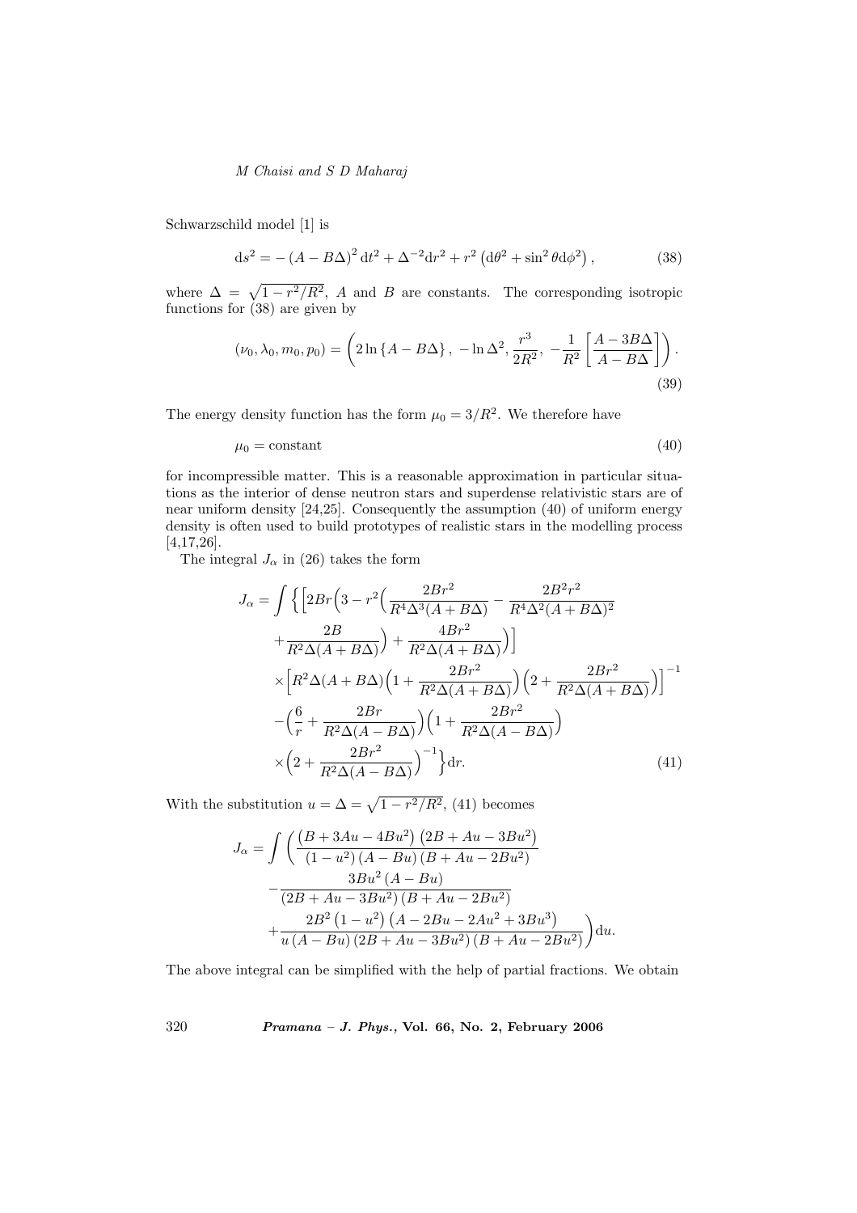Schwarzschild model [1] is

$$\mathrm{d}s^2 = -\left(A - B\Delta\right)^2 \mathrm{d}t^2 + \Delta^{-2}\mathrm{d}r^2 + r^2\left(\mathrm{d}\theta^2 + \sin^2\theta \mathrm{d}\phi^2\right), \tag{38}$$

where $\Delta = \sqrt{1 - r^2/R^2}$, $A$ and $B$ are constants. The corresponding isotropic functions for (38) are given by

$$(\nu_0, \lambda_0, m_0, p_0) = \left(2\ln\left\{A - B\Delta\right\},\ -\ln\Delta^2, \frac{r^3}{2R^2},\ -\frac{1}{R^2}\left[\frac{A - 3B\Delta}{A - B\Delta}\right]\right). \tag{39}$$

The energy density function has the form $\mu_0 = 3/R^2$. We therefore have

$$\mu_0 = \text{constant} \tag{40}$$

for incompressible matter. This is a reasonable approximation in particular situations as the interior of dense neutron stars and superdense relativistic stars are of near uniform density [24,25]. Consequently the assumption (40) of uniform energy density is often used to build prototypes of realistic stars in the modelling process [4,17,26].

The integral $J_\alpha$ in (26) takes the form

$$\begin{aligned}
J_\alpha = \int \Bigg\{ &\Bigg[2Br\Big(3 - r^2\Big(\frac{2Br^2}{R^4\Delta^3(A+B\Delta)} - \frac{2B^2r^2}{R^4\Delta^2(A+B\Delta)^2} \\
&+ \frac{2B}{R^2\Delta(A+B\Delta)}\Big) + \frac{4Br^2}{R^2\Delta(A+B\Delta)}\Big)\Bigg] \\
&\times\Bigg[R^2\Delta(A+B\Delta)\Big(1 + \frac{2Br^2}{R^2\Delta(A+B\Delta)}\Big)\Big(2 + \frac{2Br^2}{R^2\Delta(A+B\Delta)}\Big)\Bigg]^{-1} \\
&- \Big(\frac{6}{r} + \frac{2Br}{R^2\Delta(A-B\Delta)}\Big)\Big(1 + \frac{2Br^2}{R^2\Delta(A-B\Delta)}\Big) \\
&\times\Big(2 + \frac{2Br^2}{R^2\Delta(A-B\Delta)}\Big)^{-1}\Bigg\}\mathrm{d}r.
\end{aligned} \tag{41}$$

With the substitution $u = \Delta = \sqrt{1 - r^2/R^2}$, (41) becomes

$$\begin{aligned}
J_\alpha = \int \Bigg( &\frac{\left(B + 3Au - 4Bu^2\right)\left(2B + Au - 3Bu^2\right)}{\left(1 - u^2\right)\left(A - Bu\right)\left(B + Au - 2Bu^2\right)} \\
&- \frac{3Bu^2\left(A - Bu\right)}{\left(2B + Au - 3Bu^2\right)\left(B + Au - 2Bu^2\right)} \\
&+ \frac{2B^2\left(1 - u^2\right)\left(A - 2Bu - 2Au^2 + 3Bu^3\right)}{u\left(A - Bu\right)\left(2B + Au - 3Bu^2\right)\left(B + Au - 2Bu^2\right)}\Bigg)\mathrm{d}u.
\end{aligned}$$

The above integral can be simplified with the help of partial fractions. We obtain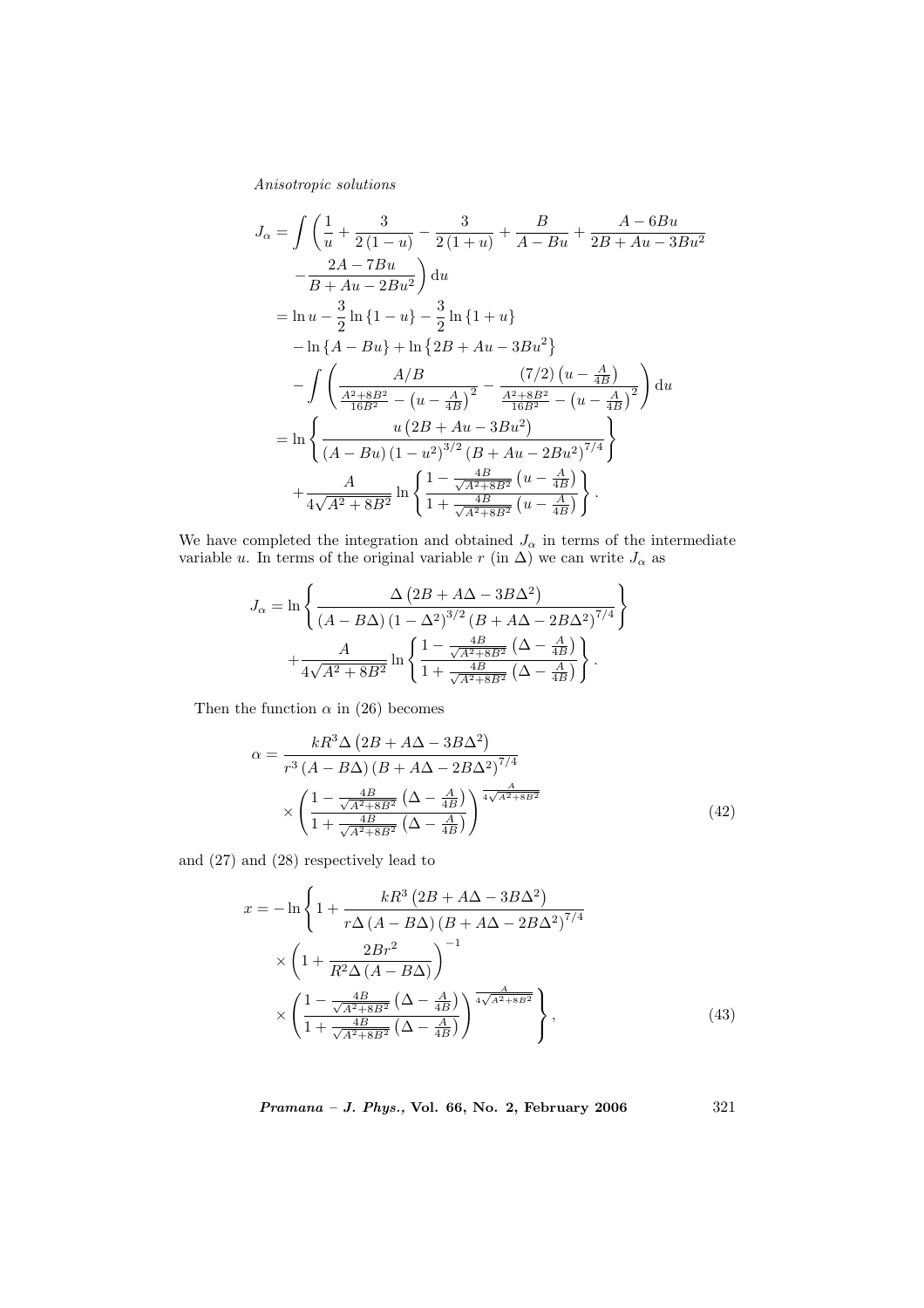$$
\begin{aligned}
J_\alpha &= \int \left( \frac{1}{u} + \frac{3}{2(1-u)} - \frac{3}{2(1+u)} + \frac{B}{A-Bu} + \frac{A-6Bu}{2B+Au-3Bu^2} \right. \\
&\quad \left. - \frac{2A-7Bu}{B+Au-2Bu^2} \right) \mathrm{d}u \\
&= \ln u - \frac{3}{2}\ln\{1-u\} - \frac{3}{2}\ln\{1+u\} \\
&\quad - \ln\{A-Bu\} + \ln\left\{2B+Au-3Bu^2\right\} \\
&\quad - \int \left( \frac{A/B}{\frac{A^2+8B^2}{16B^2} - \left(u-\frac{A}{4B}\right)^2} - \frac{(7/2)\left(u-\frac{A}{4B}\right)}{\frac{A^2+8B^2}{16B^2} - \left(u-\frac{A}{4B}\right)^2} \right) \mathrm{d}u \\
&= \ln\left\{ \frac{u\left(2B+Au-3Bu^2\right)}{(A-Bu)\left(1-u^2\right)^{3/2}\left(B+Au-2Bu^2\right)^{7/4}} \right\} \\
&\quad + \frac{A}{4\sqrt{A^2+8B^2}} \ln\left\{ \frac{1-\frac{4B}{\sqrt{A^2+8B^2}}\left(u-\frac{A}{4B}\right)}{1+\frac{4B}{\sqrt{A^2+8B^2}}\left(u-\frac{A}{4B}\right)} \right\}.
\end{aligned}
$$

We have completed the integration and obtained $J_\alpha$ in terms of the intermediate variable $u$. In terms of the original variable $r$ (in $\Delta$) we can write $J_\alpha$ as

$$
\begin{aligned}
J_\alpha &= \ln\left\{ \frac{\Delta\left(2B+A\Delta-3B\Delta^2\right)}{(A-B\Delta)\left(1-\Delta^2\right)^{3/2}\left(B+A\Delta-2B\Delta^2\right)^{7/4}} \right\} \\
&\quad + \frac{A}{4\sqrt{A^2+8B^2}} \ln\left\{ \frac{1-\frac{4B}{\sqrt{A^2+8B^2}}\left(\Delta-\frac{A}{4B}\right)}{1+\frac{4B}{\sqrt{A^2+8B^2}}\left(\Delta-\frac{A}{4B}\right)} \right\}.
\end{aligned}
$$

Then the function $\alpha$ in (26) becomes

$$
\begin{aligned}
\alpha &= \frac{kR^3\Delta\left(2B+A\Delta-3B\Delta^2\right)}{r^3(A-B\Delta)\left(B+A\Delta-2B\Delta^2\right)^{7/4}} \\
&\quad \times \left( \frac{1-\frac{4B}{\sqrt{A^2+8B^2}}\left(\Delta-\frac{A}{4B}\right)}{1+\frac{4B}{\sqrt{A^2+8B^2}}\left(\Delta-\frac{A}{4B}\right)} \right)^{\frac{A}{4\sqrt{A^2+8B^2}}}
\end{aligned} \tag{42}
$$

and (27) and (28) respectively lead to

$$
\begin{aligned}
x &= -\ln\left\{ 1 + \frac{kR^3\left(2B+A\Delta-3B\Delta^2\right)}{r\Delta(A-B\Delta)\left(B+A\Delta-2B\Delta^2\right)^{7/4}} \right. \\
&\quad \times \left(1+\frac{2Br^2}{R^2\Delta(A-B\Delta)}\right)^{-1} \\
&\quad \left. \times \left( \frac{1-\frac{4B}{\sqrt{A^2+8B^2}}\left(\Delta-\frac{A}{4B}\right)}{1+\frac{4B}{\sqrt{A^2+8B^2}}\left(\Delta-\frac{A}{4B}\right)} \right)^{\frac{A}{4\sqrt{A^2+8B^2}}} \right\},
\end{aligned} \tag{43}
$$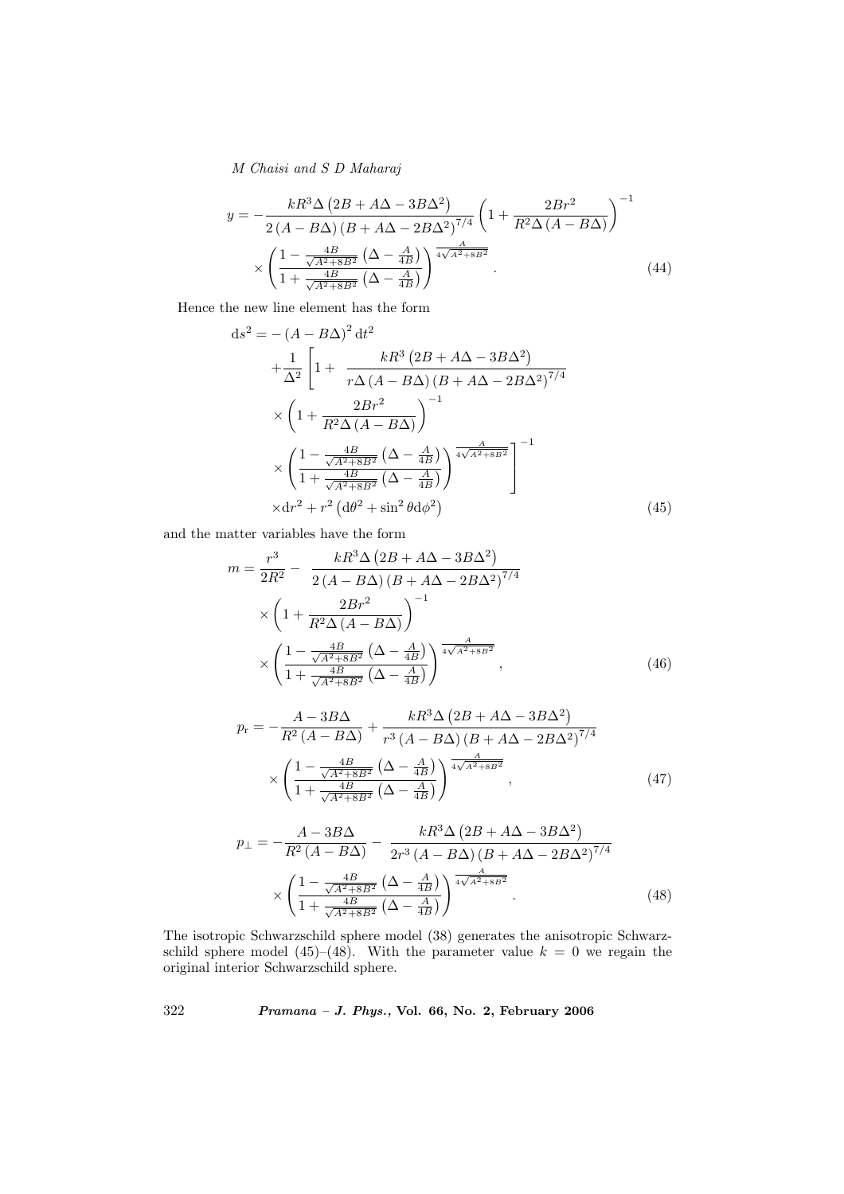$$
\begin{aligned}
y = & -\frac{kR^3\Delta\left(2B + A\Delta - 3B\Delta^2\right)}{2\left(A - B\Delta\right)\left(B + A\Delta - 2B\Delta^2\right)^{7/4}}\left(1 + \frac{2Br^2}{R^2\Delta\left(A - B\Delta\right)}\right)^{-1} \\
& \times \left(\frac{1 - \frac{4B}{\sqrt{A^2+8B^2}}\left(\Delta - \frac{A}{4B}\right)}{1 + \frac{4B}{\sqrt{A^2+8B^2}}\left(\Delta - \frac{A}{4B}\right)}\right)^{\frac{A}{4\sqrt{A^2+8B^2}}}.
\end{aligned} \tag{44}
$$

Hence the new line element has the form

$$
\begin{aligned}
\mathrm{d}s^2 = & -\left(A - B\Delta\right)^2 \mathrm{d}t^2 \\
& + \frac{1}{\Delta^2}\left[1 + \frac{kR^3\left(2B + A\Delta - 3B\Delta^2\right)}{r\Delta\left(A - B\Delta\right)\left(B + A\Delta - 2B\Delta^2\right)^{7/4}}\right. \\
& \times \left(1 + \frac{2Br^2}{R^2\Delta\left(A - B\Delta\right)}\right)^{-1} \\
& \left. \times \left(\frac{1 - \frac{4B}{\sqrt{A^2+8B^2}}\left(\Delta - \frac{A}{4B}\right)}{1 + \frac{4B}{\sqrt{A^2+8B^2}}\left(\Delta - \frac{A}{4B}\right)}\right)^{\frac{A}{4\sqrt{A^2+8B^2}}}\right]^{-1} \\
& \times \mathrm{d}r^2 + r^2\left(\mathrm{d}\theta^2 + \sin^2\theta\mathrm{d}\phi^2\right)
\end{aligned} \tag{45}
$$

and the matter variables have the form

$$
\begin{aligned}
m = & \frac{r^3}{2R^2} - \frac{kR^3\Delta\left(2B + A\Delta - 3B\Delta^2\right)}{2\left(A - B\Delta\right)\left(B + A\Delta - 2B\Delta^2\right)^{7/4}} \\
& \times \left(1 + \frac{2Br^2}{R^2\Delta\left(A - B\Delta\right)}\right)^{-1} \\
& \times \left(\frac{1 - \frac{4B}{\sqrt{A^2+8B^2}}\left(\Delta - \frac{A}{4B}\right)}{1 + \frac{4B}{\sqrt{A^2+8B^2}}\left(\Delta - \frac{A}{4B}\right)}\right)^{\frac{A}{4\sqrt{A^2+8B^2}}},
\end{aligned} \tag{46}
$$

$$
\begin{aligned}
p_{\mathrm{r}} = & -\frac{A - 3B\Delta}{R^2\left(A - B\Delta\right)} + \frac{kR^3\Delta\left(2B + A\Delta - 3B\Delta^2\right)}{r^3\left(A - B\Delta\right)\left(B + A\Delta - 2B\Delta^2\right)^{7/4}} \\
& \times \left(\frac{1 - \frac{4B}{\sqrt{A^2+8B^2}}\left(\Delta - \frac{A}{4B}\right)}{1 + \frac{4B}{\sqrt{A^2+8B^2}}\left(\Delta - \frac{A}{4B}\right)}\right)^{\frac{A}{4\sqrt{A^2+8B^2}}},
\end{aligned} \tag{47}
$$

$$
\begin{aligned}
p_{\perp} = & -\frac{A - 3B\Delta}{R^2\left(A - B\Delta\right)} - \frac{kR^3\Delta\left(2B + A\Delta - 3B\Delta^2\right)}{2r^3\left(A - B\Delta\right)\left(B + A\Delta - 2B\Delta^2\right)^{7/4}} \\
& \times \left(\frac{1 - \frac{4B}{\sqrt{A^2+8B^2}}\left(\Delta - \frac{A}{4B}\right)}{1 + \frac{4B}{\sqrt{A^2+8B^2}}\left(\Delta - \frac{A}{4B}\right)}\right)^{\frac{A}{4\sqrt{A^2+8B^2}}}.
\end{aligned} \tag{48}
$$

The isotropic Schwarzschild sphere model (38) generates the anisotropic Schwarzschild sphere model (45)–(48). With the parameter value $k = 0$ we regain the original interior Schwarzschild sphere.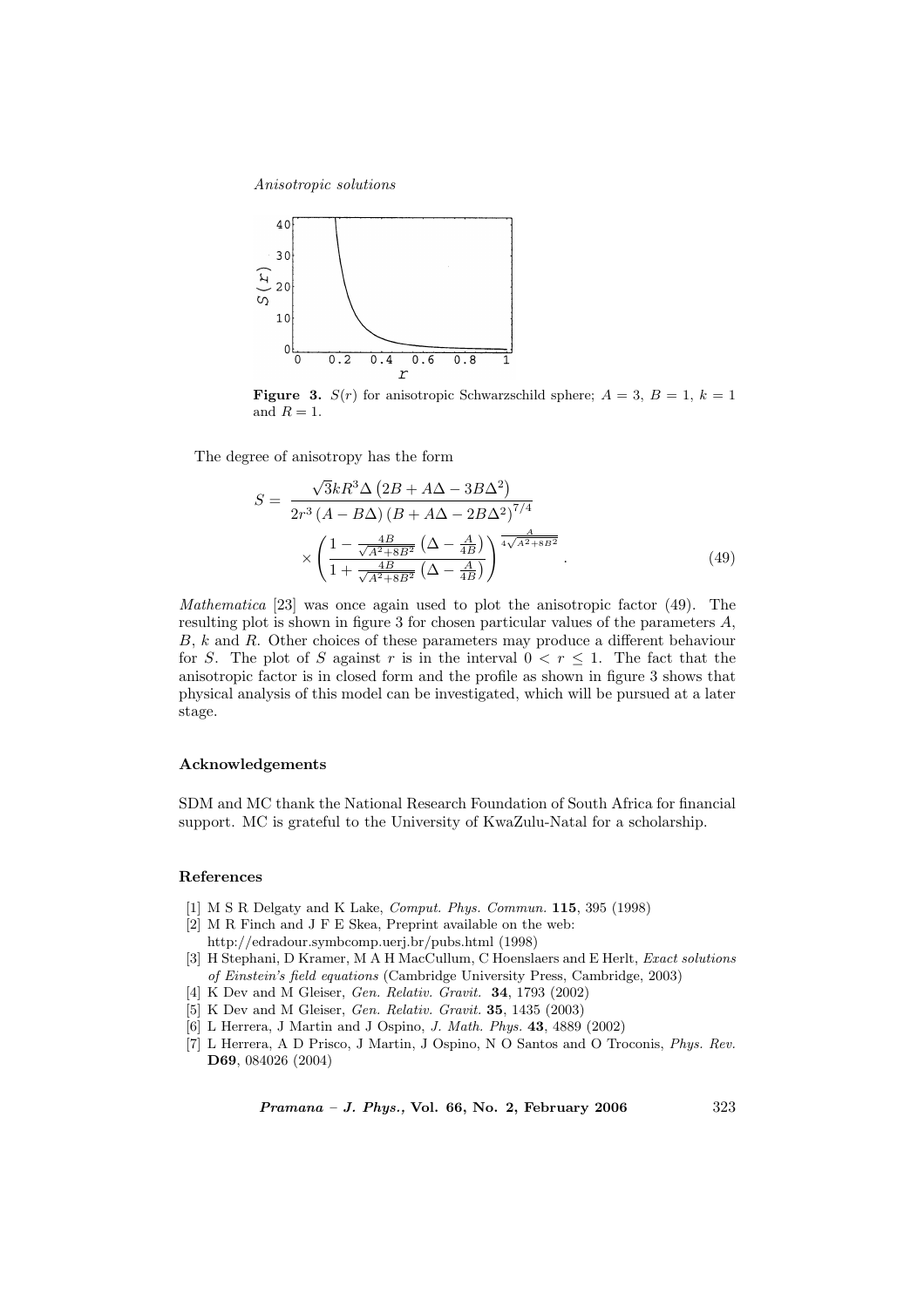**Figure 3.** $S(r)$ for anisotropic Schwarzschild sphere; $A = 3$, $B = 1$, $k = 1$ and $R = 1$.

The degree of anisotropy has the form

$$S = \frac{\sqrt{3}kR^3\Delta\left(2B + A\Delta - 3B\Delta^2\right)}{2r^3\left(A - B\Delta\right)\left(B + A\Delta - 2B\Delta^2\right)^{7/4}} \times \left(\frac{1 - \frac{4B}{\sqrt{A^2+8B^2}}\left(\Delta - \frac{A}{4B}\right)}{1 + \frac{4B}{\sqrt{A^2+8B^2}}\left(\Delta - \frac{A}{4B}\right)}\right)^{\frac{A}{4\sqrt{A^2+8B^2}}}. \tag{49}$$

*Mathematica* [23] was once again used to plot the anisotropic factor (49). The resulting plot is shown in figure 3 for chosen particular values of the parameters $A$, $B$, $k$ and $R$. Other choices of these parameters may produce a different behaviour for $S$. The plot of $S$ against $r$ is in the interval $0 < r \leq 1$. The fact that the anisotropic factor is in closed form and the profile as shown in figure 3 shows that physical analysis of this model can be investigated, which will be pursued at a later stage.

### Acknowledgements

SDM and MC thank the National Research Foundation of South Africa for financial support. MC is grateful to the University of KwaZulu-Natal for a scholarship.

### References

[1] M S R Delgaty and K Lake, *Comput. Phys. Commun.* **115**, 395 (1998)
[2] M R Finch and J F E Skea, Preprint available on the web: http://edradour.symbcomp.uerj.br/pubs.html (1998)
[3] H Stephani, D Kramer, M A H MacCullum, C Hoenslaers and E Herlt, *Exact solutions of Einstein's field equations* (Cambridge University Press, Cambridge, 2003)
[4] K Dev and M Gleiser, *Gen. Relativ. Gravit.* **34**, 1793 (2002)
[5] K Dev and M Gleiser, *Gen. Relativ. Gravit.* **35**, 1435 (2003)
[6] L Herrera, J Martin and J Ospino, *J. Math. Phys.* **43**, 4889 (2002)
[7] L Herrera, A D Prisco, J Martin, J Ospino, N O Santos and O Troconis, *Phys. Rev.* **D69**, 084026 (2004)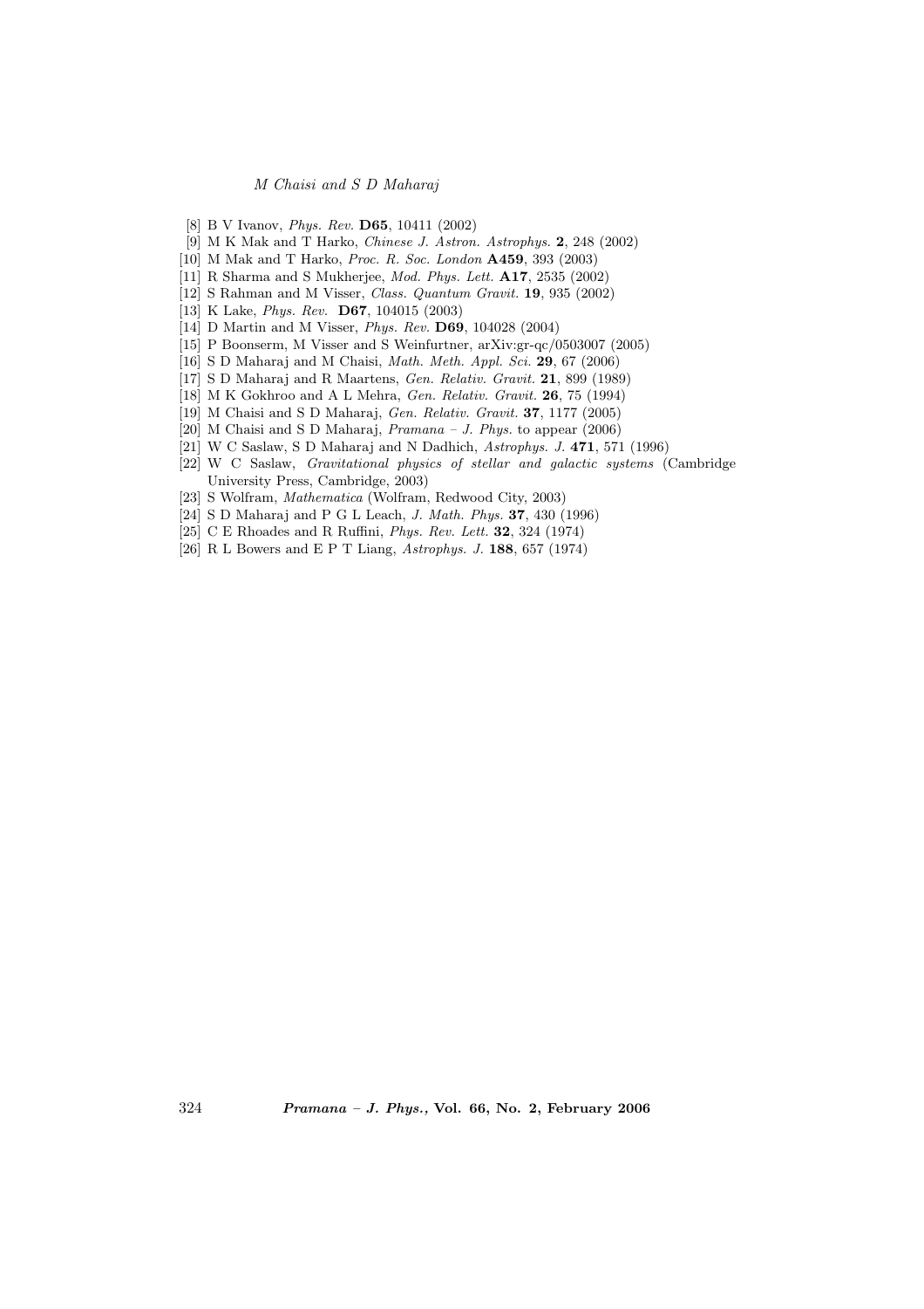[8] B V Ivanov, *Phys. Rev.* **D65**, 10411 (2002)

[9] M K Mak and T Harko, *Chinese J. Astron. Astrophys.* **2**, 248 (2002)

[10] M Mak and T Harko, *Proc. R. Soc. London* **A459**, 393 (2003)

[11] R Sharma and S Mukherjee, *Mod. Phys. Lett.* **A17**, 2535 (2002)

[12] S Rahman and M Visser, *Class. Quantum Gravit.* **19**, 935 (2002)

[13] K Lake, *Phys. Rev.* **D67**, 104015 (2003)

[14] D Martin and M Visser, *Phys. Rev.* **D69**, 104028 (2004)

[15] P Boonserm, M Visser and S Weinfurtner, arXiv:gr-qc/0503007 (2005)

[16] S D Maharaj and M Chaisi, *Math. Meth. Appl. Sci.* **29**, 67 (2006)

[17] S D Maharaj and R Maartens, *Gen. Relativ. Gravit.* **21**, 899 (1989)

[18] M K Gokhroo and A L Mehra, *Gen. Relativ. Gravit.* **26**, 75 (1994)

[19] M Chaisi and S D Maharaj, *Gen. Relativ. Gravit.* **37**, 1177 (2005)

[20] M Chaisi and S D Maharaj, *Pramana – J. Phys.* to appear (2006)

[21] W C Saslaw, S D Maharaj and N Dadhich, *Astrophys. J.* **471**, 571 (1996)

[22] W C Saslaw, *Gravitational physics of stellar and galactic systems* (Cambridge University Press, Cambridge, 2003)

[23] S Wolfram, *Mathematica* (Wolfram, Redwood City, 2003)

[24] S D Maharaj and P G L Leach, *J. Math. Phys.* **37**, 430 (1996)

[25] C E Rhoades and R Ruffini, *Phys. Rev. Lett.* **32**, 324 (1974)

[26] R L Bowers and E P T Liang, *Astrophys. J.* **188**, 657 (1974)